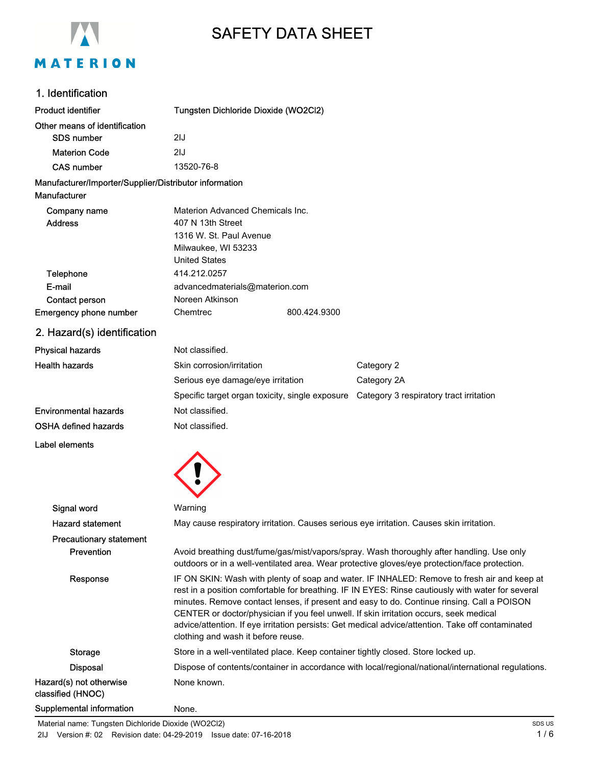# SAFETY DATA SHEET

## 1. Identification

| | |
|---|---|
| **Product identifier** | Tungsten Dichloride Dioxide (WO2Cl2) |
| **Other means of identification** | |
| SDS number | 2IJ |
| Materion Code | 2IJ |
| CAS number | 13520-76-8 |

**Manufacturer/Importer/Supplier/Distributor information**

**Manufacturer**

| | |
|---|---|
| **Company name** | Materion Advanced Chemicals Inc. |
| **Address** | 407 N 13th Street<br>1316 W. St. Paul Avenue<br>Milwaukee, WI 53233<br>United States |
| **Telephone** | 414.212.0257 |
| **E-mail** | advancedmaterials@materion.com |
| **Contact person** | Noreen Atkinson |
| **Emergency phone number** | Chemtrec 800.424.9300 |

## 2. Hazard(s) identification

| | | |
|---|---|---|
| **Physical hazards** | Not classified. | |
| **Health hazards** | Skin corrosion/irritation | Category 2 |
| | Serious eye damage/eye irritation | Category 2A |
| | Specific target organ toxicity, single exposure | Category 3 respiratory tract irritation |
| **Environmental hazards** | Not classified. | |
| **OSHA defined hazards** | Not classified. | |

**Label elements**

**Signal word** Warning

**Hazard statement** May cause respiratory irritation. Causes serious eye irritation. Causes skin irritation.

**Precautionary statement**

**Prevention** Avoid breathing dust/fume/gas/mist/vapors/spray. Wash thoroughly after handling. Use only outdoors or in a well-ventilated area. Wear protective gloves/eye protection/face protection.

**Response** IF ON SKIN: Wash with plenty of soap and water. IF INHALED: Remove to fresh air and keep at rest in a position comfortable for breathing. IF IN EYES: Rinse cautiously with water for several minutes. Remove contact lenses, if present and easy to do. Continue rinsing. Call a POISON CENTER or doctor/physician if you feel unwell. If skin irritation occurs, seek medical advice/attention. If eye irritation persists: Get medical advice/attention. Take off contaminated clothing and wash it before reuse.

**Storage** Store in a well-ventilated place. Keep container tightly closed. Store locked up.

**Disposal** Dispose of contents/container in accordance with local/regional/national/international regulations.

**Hazard(s) not otherwise classified (HNOC)** None known.

**Supplemental information** None.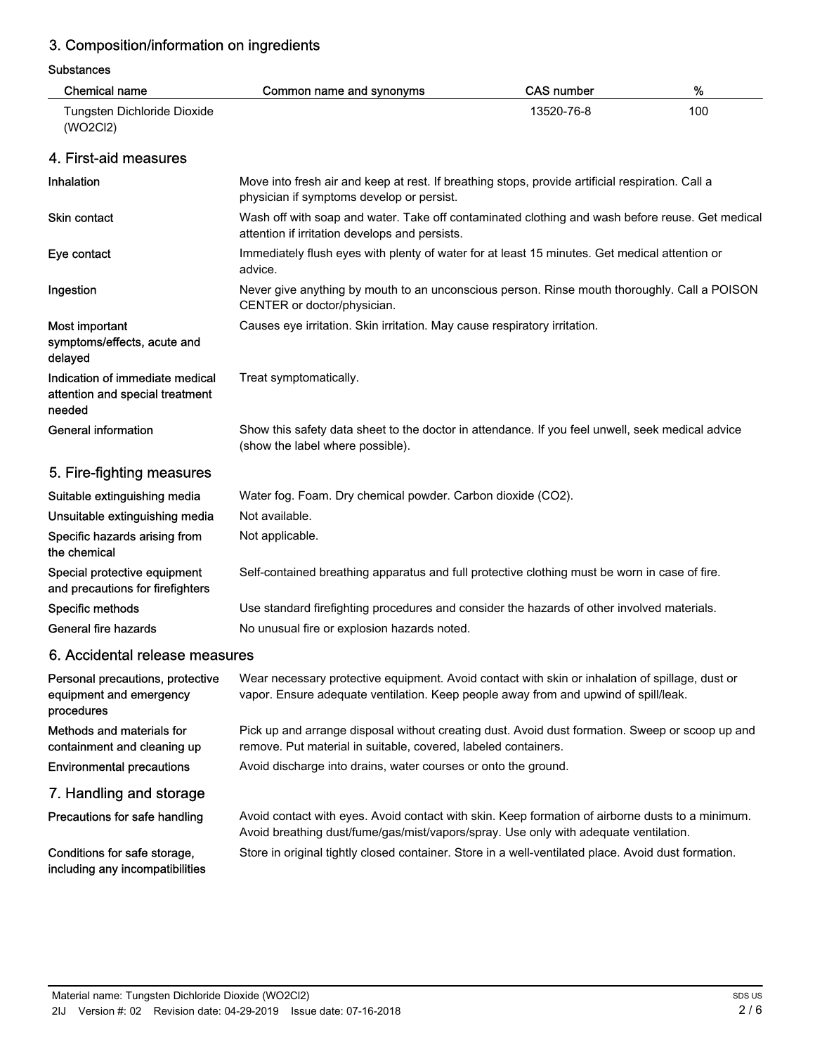## 3. Composition/information on ingredients

**Substances**

| Chemical name | Common name and synonyms | CAS number | % |
|---|---|---|---|
| Tungsten Dichloride Dioxide ($WO_2Cl_2$) | | 13520-76-8 | 100 |

## 4. First-aid measures

| | |
|---|---|
| **Inhalation** | Move into fresh air and keep at rest. If breathing stops, provide artificial respiration. Call a physician if symptoms develop or persist. |
| **Skin contact** | Wash off with soap and water. Take off contaminated clothing and wash before reuse. Get medical attention if irritation develops and persists. |
| **Eye contact** | Immediately flush eyes with plenty of water for at least 15 minutes. Get medical attention or advice. |
| **Ingestion** | Never give anything by mouth to an unconscious person. Rinse mouth thoroughly. Call a POISON CENTER or doctor/physician. |
| **Most important symptoms/effects, acute and delayed** | Causes eye irritation. Skin irritation. May cause respiratory irritation. |
| **Indication of immediate medical attention and special treatment needed** | Treat symptomatically. |
| **General information** | Show this safety data sheet to the doctor in attendance. If you feel unwell, seek medical advice (show the label where possible). |

## 5. Fire-fighting measures

| | |
|---|---|
| **Suitable extinguishing media** | Water fog. Foam. Dry chemical powder. Carbon dioxide ($CO_2$). |
| **Unsuitable extinguishing media** | Not available. |
| **Specific hazards arising from the chemical** | Not applicable. |
| **Special protective equipment and precautions for firefighters** | Self-contained breathing apparatus and full protective clothing must be worn in case of fire. |
| **Specific methods** | Use standard firefighting procedures and consider the hazards of other involved materials. |
| **General fire hazards** | No unusual fire or explosion hazards noted. |

## 6. Accidental release measures

| | |
|---|---|
| **Personal precautions, protective equipment and emergency procedures** | Wear necessary protective equipment. Avoid contact with skin or inhalation of spillage, dust or vapor. Ensure adequate ventilation. Keep people away from and upwind of spill/leak. |
| **Methods and materials for containment and cleaning up** | Pick up and arrange disposal without creating dust. Avoid dust formation. Sweep or scoop up and remove. Put material in suitable, covered, labeled containers. |
| **Environmental precautions** | Avoid discharge into drains, water courses or onto the ground. |

## 7. Handling and storage

| | |
|---|---|
| **Precautions for safe handling** | Avoid contact with eyes. Avoid contact with skin. Keep formation of airborne dusts to a minimum. Avoid breathing dust/fume/gas/mist/vapors/spray. Use only with adequate ventilation. |
| **Conditions for safe storage, including any incompatibilities** | Store in original tightly closed container. Store in a well-ventilated place. Avoid dust formation. |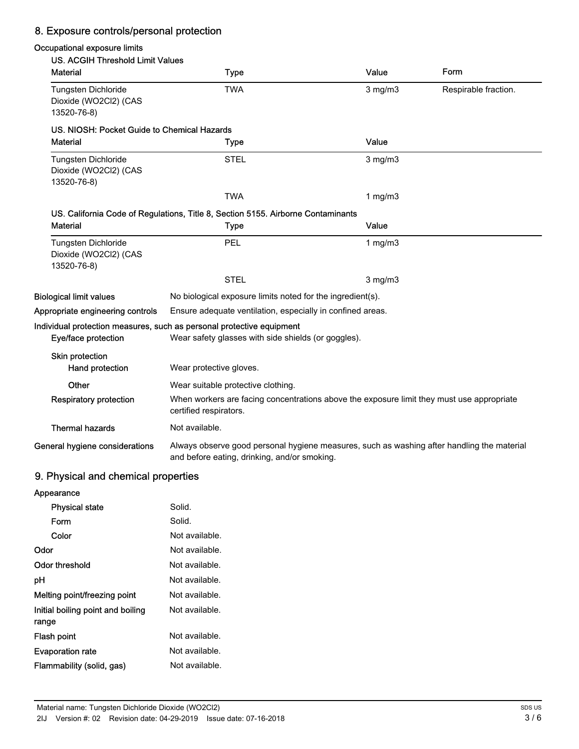## 8. Exposure controls/personal protection

### Occupational exposure limits

**US. ACGIH Threshold Limit Values**

| Material | Type | Value | Form |
|---|---|---|---|
| Tungsten Dichloride Dioxide (WO2Cl2) (CAS 13520-76-8) | TWA | 3 mg/m3 | Respirable fraction. |

**US. NIOSH: Pocket Guide to Chemical Hazards**

| Material | Type | Value |
|---|---|---|
| Tungsten Dichloride Dioxide (WO2Cl2) (CAS 13520-76-8) | STEL | 3 mg/m3 |
| | TWA | 1 mg/m3 |

**US. California Code of Regulations, Title 8, Section 5155. Airborne Contaminants**

| Material | Type | Value |
|---|---|---|
| Tungsten Dichloride Dioxide (WO2Cl2) (CAS 13520-76-8) | PEL | 1 mg/m3 |
| | STEL | 3 mg/m3 |

**Biological limit values** No biological exposure limits noted for the ingredient(s).

**Appropriate engineering controls** Ensure adequate ventilation, especially in confined areas.

**Individual protection measures, such as personal protective equipment**

**Eye/face protection** Wear safety glasses with side shields (or goggles).

**Skin protection**

**Hand protection** Wear protective gloves.

**Other** Wear suitable protective clothing.

**Respiratory protection** When workers are facing concentrations above the exposure limit they must use appropriate certified respirators.

**Thermal hazards** Not available.

**General hygiene considerations** Always observe good personal hygiene measures, such as washing after handling the material and before eating, drinking, and/or smoking.

## 9. Physical and chemical properties

**Appearance**

**Physical state** Solid.

**Form** Solid.

**Color** Not available.

**Odor** Not available.

**Odor threshold** Not available.

**pH** Not available.

**Melting point/freezing point** Not available.

**Initial boiling point and boiling range** Not available.

**Flash point** Not available.

**Evaporation rate** Not available.

**Flammability (solid, gas)** Not available.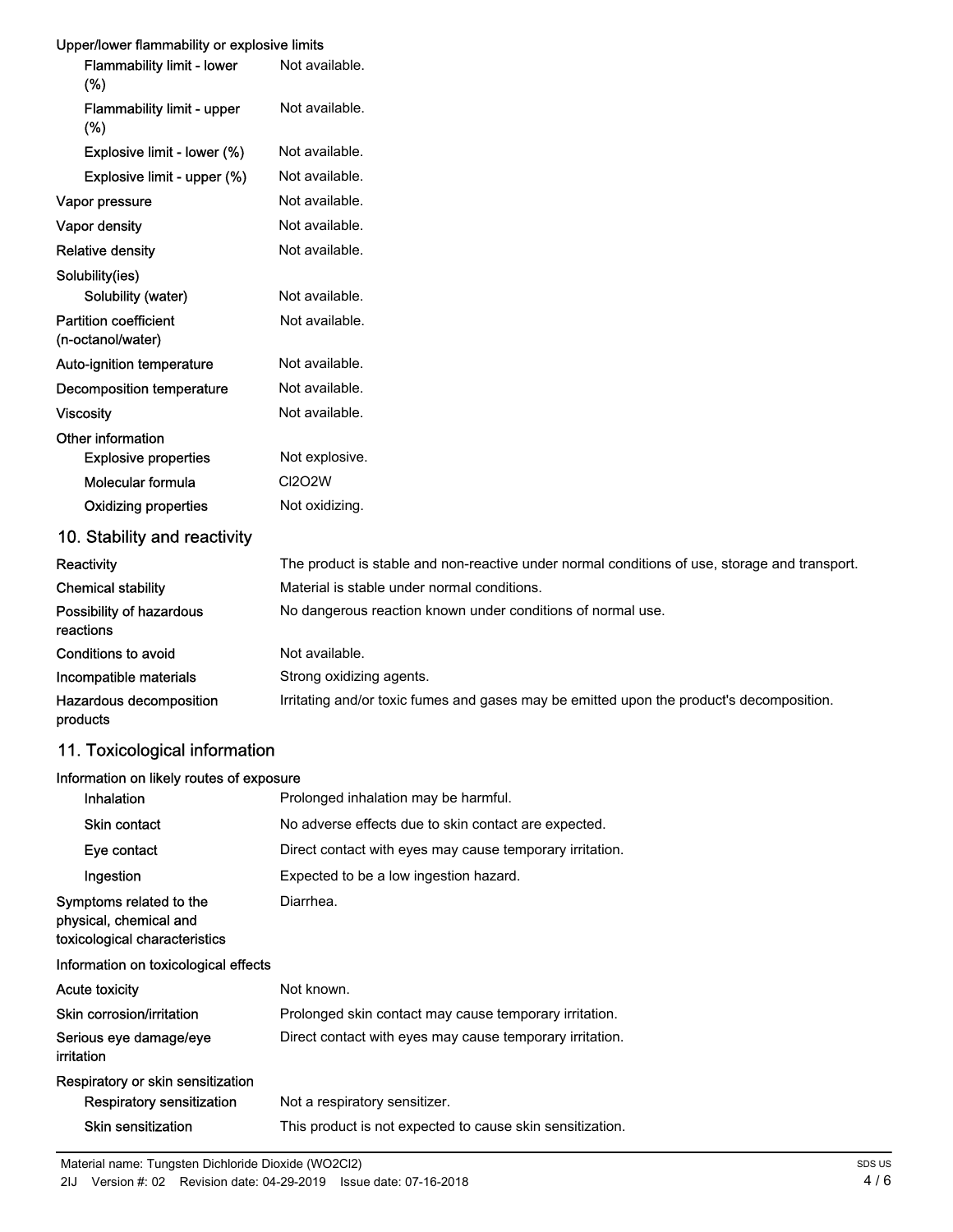Upper/lower flammability or explosive limits

| | |
|---|---|
| Flammability limit - lower (%) | Not available. |
| Flammability limit - upper (%) | Not available. |
| Explosive limit - lower (%) | Not available. |
| Explosive limit - upper (%) | Not available. |
| Vapor pressure | Not available. |
| Vapor density | Not available. |
| Relative density | Not available. |

Solubility(ies)

| | |
|---|---|
| Solubility (water) | Not available. |
| Partition coefficient (n-octanol/water) | Not available. |
| Auto-ignition temperature | Not available. |
| Decomposition temperature | Not available. |
| Viscosity | Not available. |

Other information

| | |
|---|---|
| Explosive properties | Not explosive. |
| Molecular formula | $Cl_2O_2W$ |
| Oxidizing properties | Not oxidizing. |

## 10. Stability and reactivity

| | |
|---|---|
| Reactivity | The product is stable and non-reactive under normal conditions of use, storage and transport. |
| Chemical stability | Material is stable under normal conditions. |
| Possibility of hazardous reactions | No dangerous reaction known under conditions of normal use. |
| Conditions to avoid | Not available. |
| Incompatible materials | Strong oxidizing agents. |
| Hazardous decomposition products | Irritating and/or toxic fumes and gases may be emitted upon the product's decomposition. |

## 11. Toxicological information

Information on likely routes of exposure

| | |
|---|---|
| Inhalation | Prolonged inhalation may be harmful. |
| Skin contact | No adverse effects due to skin contact are expected. |
| Eye contact | Direct contact with eyes may cause temporary irritation. |
| Ingestion | Expected to be a low ingestion hazard. |
| Symptoms related to the physical, chemical and toxicological characteristics | Diarrhea. |

Information on toxicological effects

| | |
|---|---|
| Acute toxicity | Not known. |
| Skin corrosion/irritation | Prolonged skin contact may cause temporary irritation. |
| Serious eye damage/eye irritation | Direct contact with eyes may cause temporary irritation. |

Respiratory or skin sensitization

| | |
|---|---|
| Respiratory sensitization | Not a respiratory sensitizer. |
| Skin sensitization | This product is not expected to cause skin sensitization. |

Material name: Tungsten Dichloride Dioxide (WO2Cl2)
2IJ Version #: 02 Revision date: 04-29-2019 Issue date: 07-16-2018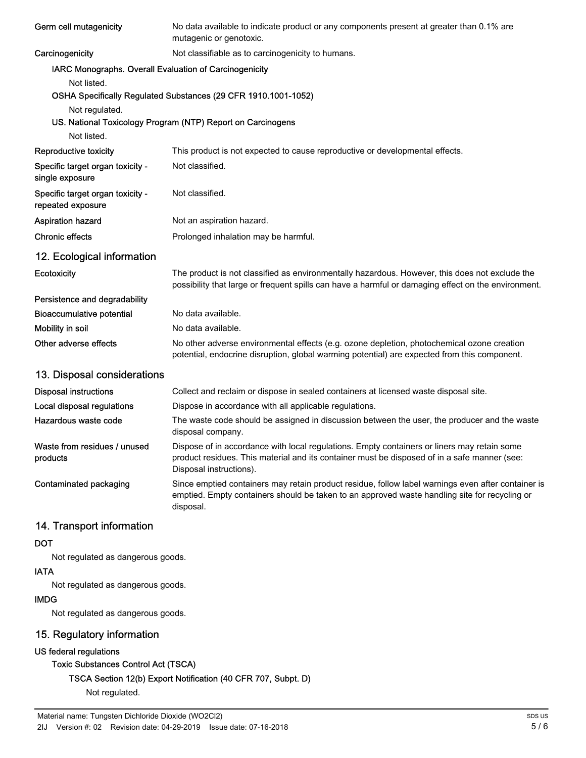| | |
|---|---|
| **Germ cell mutagenicity** | No data available to indicate product or any components present at greater than 0.1% are mutagenic or genotoxic. |
| **Carcinogenicity** | Not classifiable as to carcinogenicity to humans. |

**IARC Monographs. Overall Evaluation of Carcinogenicity**

Not listed.

**OSHA Specifically Regulated Substances (29 CFR 1910.1001-1052)**

Not regulated.

**US. National Toxicology Program (NTP) Report on Carcinogens**

Not listed.

| | |
|---|---|
| **Reproductive toxicity** | This product is not expected to cause reproductive or developmental effects. |
| **Specific target organ toxicity - single exposure** | Not classified. |
| **Specific target organ toxicity - repeated exposure** | Not classified. |
| **Aspiration hazard** | Not an aspiration hazard. |
| **Chronic effects** | Prolonged inhalation may be harmful. |

## 12. Ecological information

| | |
|---|---|
| **Ecotoxicity** | The product is not classified as environmentally hazardous. However, this does not exclude the possibility that large or frequent spills can have a harmful or damaging effect on the environment. |
| **Persistence and degradability** | |
| **Bioaccumulative potential** | No data available. |
| **Mobility in soil** | No data available. |
| **Other adverse effects** | No other adverse environmental effects (e.g. ozone depletion, photochemical ozone creation potential, endocrine disruption, global warming potential) are expected from this component. |

## 13. Disposal considerations

| | |
|---|---|
| **Disposal instructions** | Collect and reclaim or dispose in sealed containers at licensed waste disposal site. |
| **Local disposal regulations** | Dispose in accordance with all applicable regulations. |
| **Hazardous waste code** | The waste code should be assigned in discussion between the user, the producer and the waste disposal company. |
| **Waste from residues / unused products** | Dispose of in accordance with local regulations. Empty containers or liners may retain some product residues. This material and its container must be disposed of in a safe manner (see: Disposal instructions). |
| **Contaminated packaging** | Since emptied containers may retain product residue, follow label warnings even after container is emptied. Empty containers should be taken to an approved waste handling site for recycling or disposal. |

## 14. Transport information

**DOT**

Not regulated as dangerous goods.

**IATA**

Not regulated as dangerous goods.

**IMDG**

Not regulated as dangerous goods.

## 15. Regulatory information

**US federal regulations**

**Toxic Substances Control Act (TSCA)**

**TSCA Section 12(b) Export Notification (40 CFR 707, Subpt. D)**

Not regulated.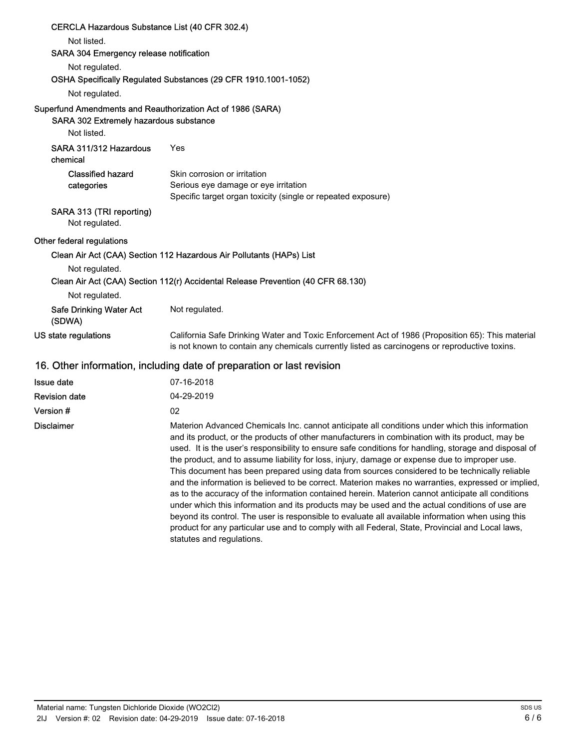**CERCLA Hazardous Substance List (40 CFR 302.4)**

Not listed.

**SARA 304 Emergency release notification**

Not regulated.

**OSHA Specifically Regulated Substances (29 CFR 1910.1001-1052)**

Not regulated.

**Superfund Amendments and Reauthorization Act of 1986 (SARA)**

**SARA 302 Extremely hazardous substance**

Not listed.

**SARA 311/312 Hazardous chemical** Yes

**Classified hazard categories**

Skin corrosion or irritation
Serious eye damage or eye irritation
Specific target organ toxicity (single or repeated exposure)

**SARA 313 (TRI reporting)**

Not regulated.

**Other federal regulations**

**Clean Air Act (CAA) Section 112 Hazardous Air Pollutants (HAPs) List**

Not regulated.

**Clean Air Act (CAA) Section 112(r) Accidental Release Prevention (40 CFR 68.130)**

Not regulated.

**Safe Drinking Water Act (SDWA)** Not regulated.

**US state regulations** California Safe Drinking Water and Toxic Enforcement Act of 1986 (Proposition 65): This material is not known to contain any chemicals currently listed as carcinogens or reproductive toxins.

## 16. Other information, including date of preparation or last revision

**Issue date** 07-16-2018

**Revision date** 04-29-2019

**Version #** 02

**Disclaimer** Materion Advanced Chemicals Inc. cannot anticipate all conditions under which this information and its product, or the products of other manufacturers in combination with its product, may be used. It is the user's responsibility to ensure safe conditions for handling, storage and disposal of the product, and to assume liability for loss, injury, damage or expense due to improper use. This document has been prepared using data from sources considered to be technically reliable and the information is believed to be correct. Materion makes no warranties, expressed or implied, as to the accuracy of the information contained herein. Materion cannot anticipate all conditions under which this information and its products may be used and the actual conditions of use are beyond its control. The user is responsible to evaluate all available information when using this product for any particular use and to comply with all Federal, State, Provincial and Local laws, statutes and regulations.